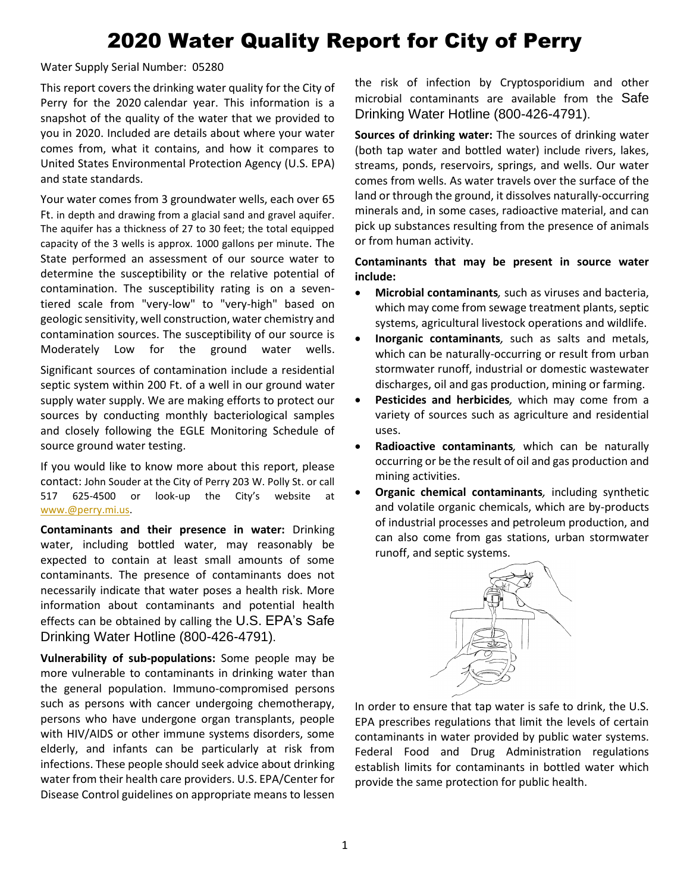# 2020 Water Quality Report for City of Perry

Water Supply Serial Number: 05280

This report covers the drinking water quality for the City of Perry for the 2020 calendar year. This information is a snapshot of the quality of the water that we provided to you in 2020. Included are details about where your water comes from, what it contains, and how it compares to United States Environmental Protection Agency (U.S. EPA) and state standards.

Your water comes from 3 groundwater wells, each over 65 Ft. in depth and drawing from a glacial sand and gravel aquifer. The aquifer has a thickness of 27 to 30 feet; the total equipped capacity of the 3 wells is approx. 1000 gallons per minute. The State performed an assessment of our source water to determine the susceptibility or the relative potential of contamination. The susceptibility rating is on a seven-tiered scale from "very-low" to "very-high" based on geologic sensitivity, well construction, water chemistry and contamination sources. The susceptibility of our source is Moderately Low for the ground water wells.

Significant sources of contamination include a residential septic system within 200 Ft. of a well in our ground water supply water supply. We are making efforts to protect our sources by conducting monthly bacteriological samples and closely following the EGLE Monitoring Schedule of source ground water testing.

If you would like to know more about this report, please contact: John Souder at the City of Perry 203 W. Polly St. or call 517 625-4500 or look-up the City's website at www.@perry.mi.us.

**Contaminants and their presence in water:** Drinking water, including bottled water, may reasonably be expected to contain at least small amounts of some contaminants. The presence of contaminants does not necessarily indicate that water poses a health risk. More information about contaminants and potential health effects can be obtained by calling the U.S. EPA's Safe Drinking Water Hotline (800-426-4791).

**Vulnerability of sub-populations:** Some people may be more vulnerable to contaminants in drinking water than the general population. Immuno-compromised persons such as persons with cancer undergoing chemotherapy, persons who have undergone organ transplants, people with HIV/AIDS or other immune systems disorders, some elderly, and infants can be particularly at risk from infections. These people should seek advice about drinking water from their health care providers. U.S. EPA/Center for Disease Control guidelines on appropriate means to lessen the risk of infection by Cryptosporidium and other microbial contaminants are available from the Safe Drinking Water Hotline (800-426-4791).

**Sources of drinking water:** The sources of drinking water (both tap water and bottled water) include rivers, lakes, streams, ponds, reservoirs, springs, and wells. Our water comes from wells. As water travels over the surface of the land or through the ground, it dissolves naturally-occurring minerals and, in some cases, radioactive material, and can pick up substances resulting from the presence of animals or from human activity.

**Contaminants that may be present in source water include:**

- **Microbial contaminants***,* such as viruses and bacteria, which may come from sewage treatment plants, septic systems, agricultural livestock operations and wildlife.
- **Inorganic contaminants***,* such as salts and metals, which can be naturally-occurring or result from urban stormwater runoff, industrial or domestic wastewater discharges, oil and gas production, mining or farming.
- **Pesticides and herbicides***,* which may come from a variety of sources such as agriculture and residential uses.
- **Radioactive contaminants***,* which can be naturally occurring or be the result of oil and gas production and mining activities.
- **Organic chemical contaminants***,* including synthetic and volatile organic chemicals, which are by-products of industrial processes and petroleum production, and can also come from gas stations, urban stormwater runoff, and septic systems.

In order to ensure that tap water is safe to drink, the U.S. EPA prescribes regulations that limit the levels of certain contaminants in water provided by public water systems. Federal Food and Drug Administration regulations establish limits for contaminants in bottled water which provide the same protection for public health.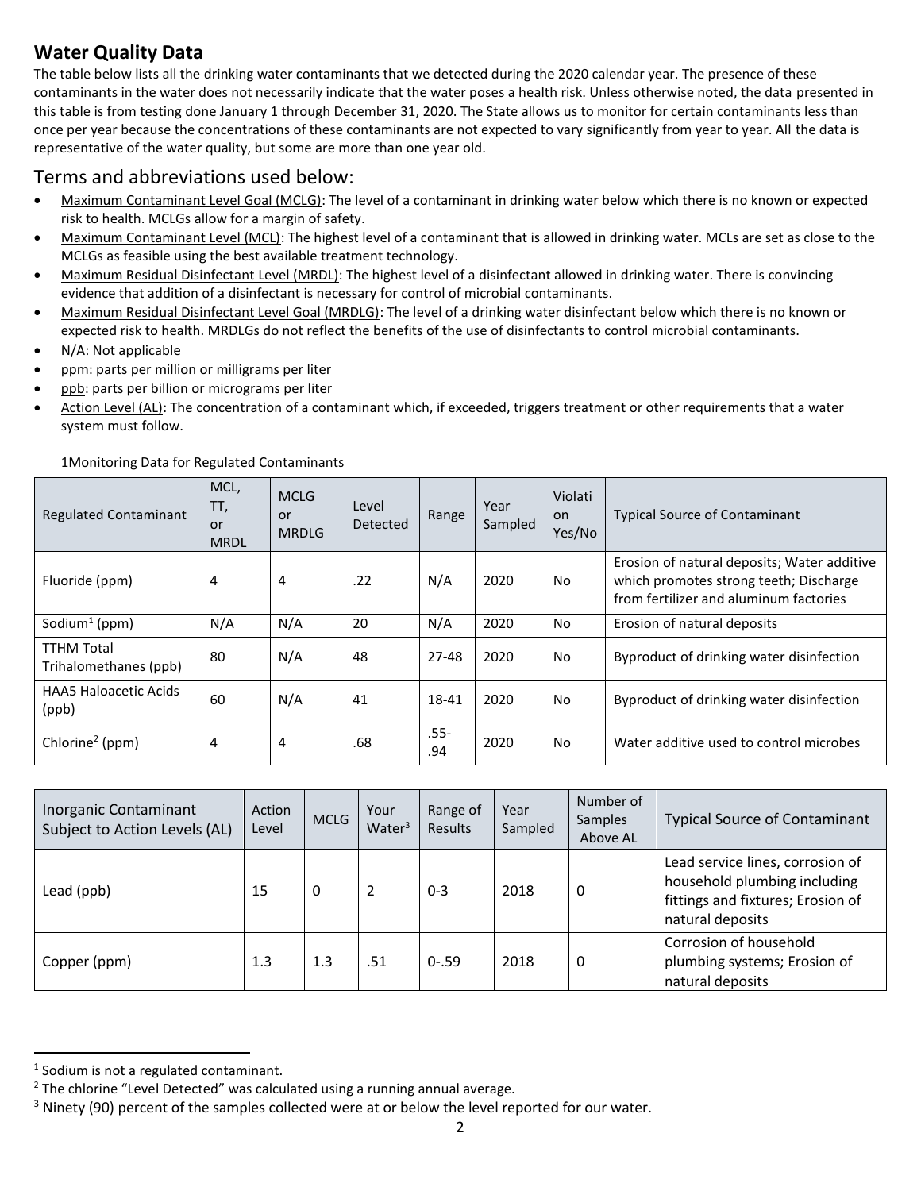## Water Quality Data

The table below lists all the drinking water contaminants that we detected during the 2020 calendar year. The presence of these contaminants in the water does not necessarily indicate that the water poses a health risk. Unless otherwise noted, the data presented in this table is from testing done January 1 through December 31, 2020. The State allows us to monitor for certain contaminants less than once per year because the concentrations of these contaminants are not expected to vary significantly from year to year. All the data is representative of the water quality, but some are more than one year old.

### Terms and abbreviations used below:

- Maximum Contaminant Level Goal (MCLG): The level of a contaminant in drinking water below which there is no known or expected risk to health. MCLGs allow for a margin of safety.
- Maximum Contaminant Level (MCL): The highest level of a contaminant that is allowed in drinking water. MCLs are set as close to the MCLGs as feasible using the best available treatment technology.
- Maximum Residual Disinfectant Level (MRDL): The highest level of a disinfectant allowed in drinking water. There is convincing evidence that addition of a disinfectant is necessary for control of microbial contaminants.
- Maximum Residual Disinfectant Level Goal (MRDLG): The level of a drinking water disinfectant below which there is no known or expected risk to health. MRDLGs do not reflect the benefits of the use of disinfectants to control microbial contaminants.
- N/A: Not applicable
- ppm: parts per million or milligrams per liter
- ppb: parts per billion or micrograms per liter
- Action Level (AL): The concentration of a contaminant which, if exceeded, triggers treatment or other requirements that a water system must follow.

1Monitoring Data for Regulated Contaminants

| Regulated Contaminant | MCL, TT, or MRDL | MCLG or MRDLG | Level Detected | Range | Year Sampled | Violation Yes/No | Typical Source of Contaminant |
|---|---|---|---|---|---|---|---|
| Fluoride (ppm) | 4 | 4 | .22 | N/A | 2020 | No | Erosion of natural deposits; Water additive which promotes strong teeth; Discharge from fertilizer and aluminum factories |
| Sodium[1] (ppm) | N/A | N/A | 20 | N/A | 2020 | No | Erosion of natural deposits |
| TTHM Total Trihalomethanes (ppb) | 80 | N/A | 48 | 27-48 | 2020 | No | Byproduct of drinking water disinfection |
| HAA5 Haloacetic Acids (ppb) | 60 | N/A | 41 | 18-41 | 2020 | No | Byproduct of drinking water disinfection |
| Chlorine[2] (ppm) | 4 | 4 | .68 | .55-.94 | 2020 | No | Water additive used to control microbes |

| Inorganic Contaminant Subject to Action Levels (AL) | Action Level | MCLG | Your Water[3] | Range of Results | Year Sampled | Number of Samples Above AL | Typical Source of Contaminant |
|---|---|---|---|---|---|---|---|
| Lead (ppb) | 15 | 0 | 2 | 0-3 | 2018 | 0 | Lead service lines, corrosion of household plumbing including fittings and fixtures; Erosion of natural deposits |
| Copper (ppm) | 1.3 | 1.3 | .51 | 0-.59 | 2018 | 0 | Corrosion of household plumbing systems; Erosion of natural deposits |

[1] Sodium is not a regulated contaminant.

[2] The chlorine "Level Detected" was calculated using a running annual average.

[3] Ninety (90) percent of the samples collected were at or below the level reported for our water.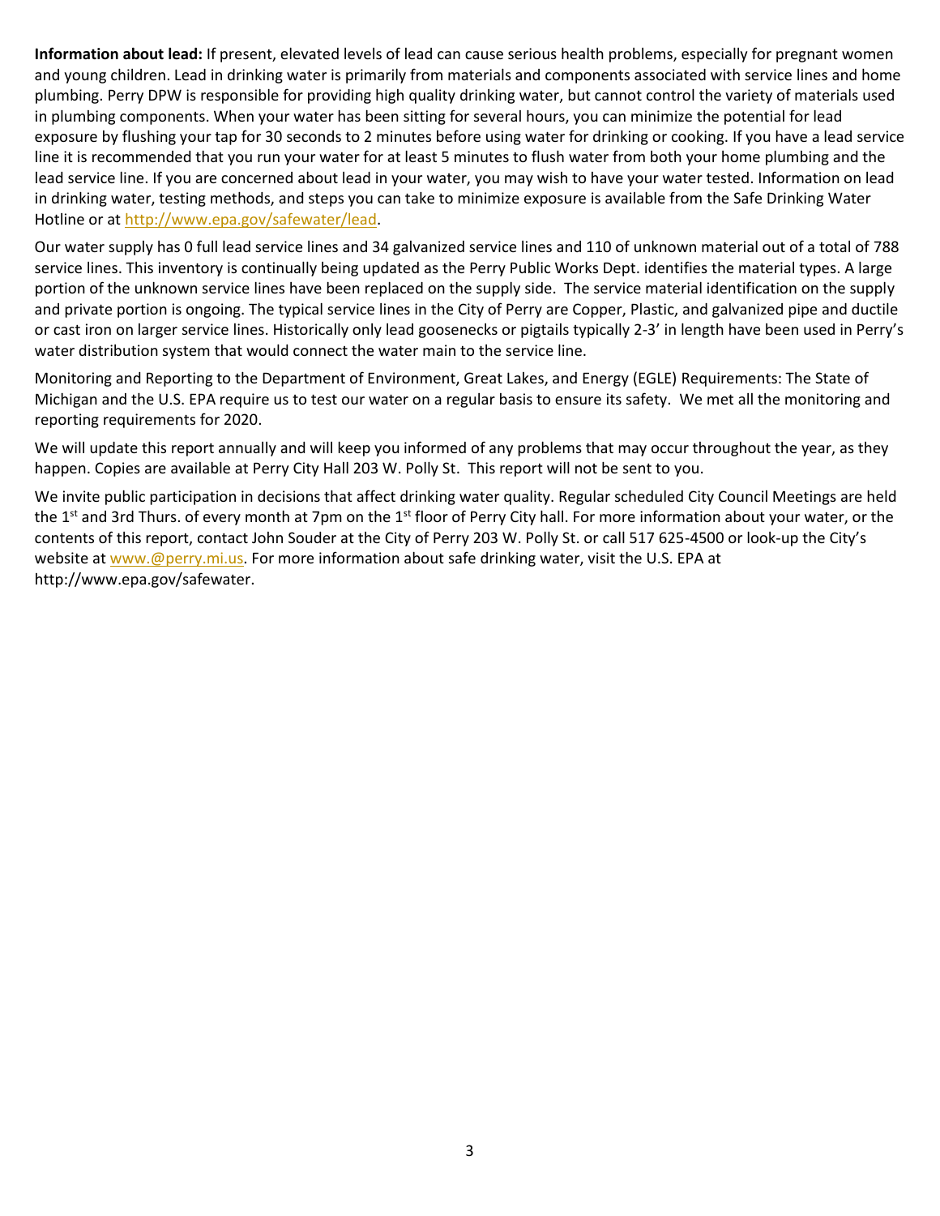**Information about lead:** If present, elevated levels of lead can cause serious health problems, especially for pregnant women and young children. Lead in drinking water is primarily from materials and components associated with service lines and home plumbing. Perry DPW is responsible for providing high quality drinking water, but cannot control the variety of materials used in plumbing components. When your water has been sitting for several hours, you can minimize the potential for lead exposure by flushing your tap for 30 seconds to 2 minutes before using water for drinking or cooking. If you have a lead service line it is recommended that you run your water for at least 5 minutes to flush water from both your home plumbing and the lead service line. If you are concerned about lead in your water, you may wish to have your water tested. Information on lead in drinking water, testing methods, and steps you can take to minimize exposure is available from the Safe Drinking Water Hotline or at [http://www.epa.gov/safewater/lead](http://www.epa.gov/safewater/lead).

Our water supply has 0 full lead service lines and 34 galvanized service lines and 110 of unknown material out of a total of 788 service lines. This inventory is continually being updated as the Perry Public Works Dept. identifies the material types. A large portion of the unknown service lines have been replaced on the supply side. The service material identification on the supply and private portion is ongoing. The typical service lines in the City of Perry are Copper, Plastic, and galvanized pipe and ductile or cast iron on larger service lines. Historically only lead goosenecks or pigtails typically 2-3' in length have been used in Perry's water distribution system that would connect the water main to the service line.

Monitoring and Reporting to the Department of Environment, Great Lakes, and Energy (EGLE) Requirements: The State of Michigan and the U.S. EPA require us to test our water on a regular basis to ensure its safety. We met all the monitoring and reporting requirements for 2020.

We will update this report annually and will keep you informed of any problems that may occur throughout the year, as they happen. Copies are available at Perry City Hall 203 W. Polly St. This report will not be sent to you.

We invite public participation in decisions that affect drinking water quality. Regular scheduled City Council Meetings are held the 1st and 3rd Thurs. of every month at 7pm on the 1st floor of Perry City hall. For more information about your water, or the contents of this report, contact John Souder at the City of Perry 203 W. Polly St. or call 517 625-4500 or look-up the City's website at [www.@perry.mi.us](www.@perry.mi.us). For more information about safe drinking water, visit the U.S. EPA at http://www.epa.gov/safewater.